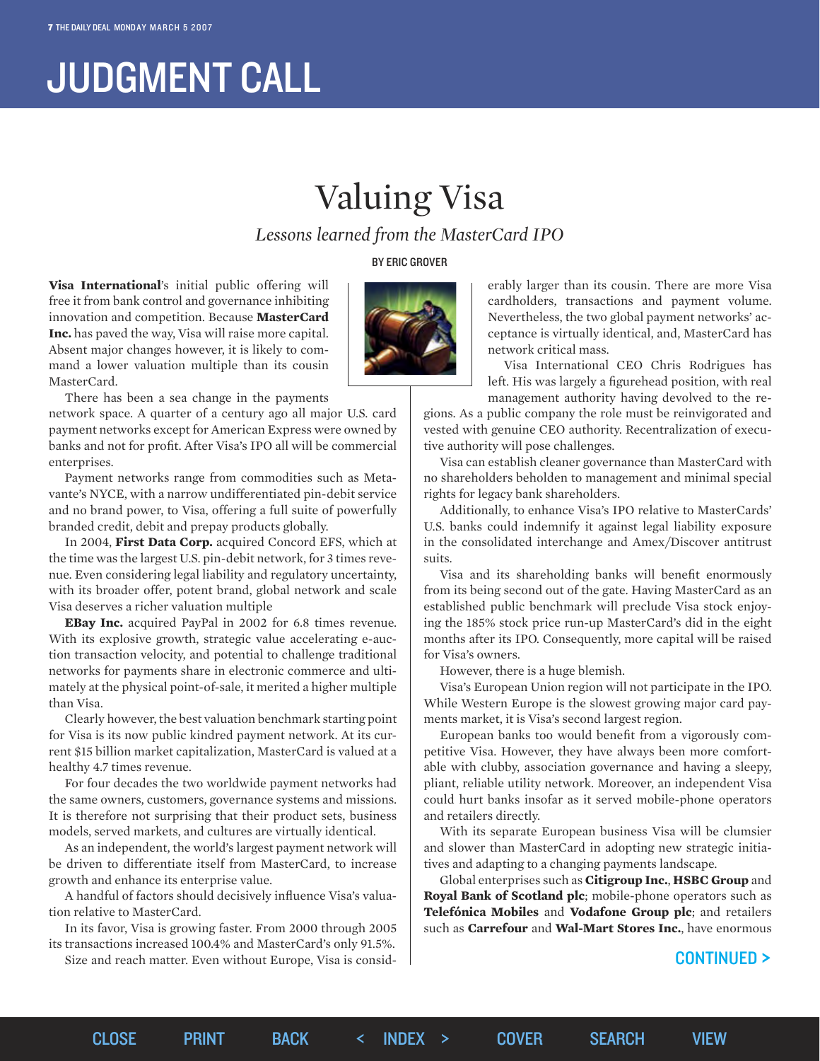# JUDGMENT CALL

## Valuing Visa

*Lessons learned from the MasterCard IPO*

BY ERIC GROVER

**Visa International**'s initial public offering will free it from bank control and governance inhibiting innovation and competition. Because **MasterCard Inc.** has paved the way, Visa will raise more capital. Absent major changes however, it is likely to command a lower valuation multiple than its cousin MasterCard.

There has been a sea change in the payments network space. A quarter of a century ago all major U.S. card payment networks except for American Express were owned by banks and not for profit. After Visa's IPO all will be commercial enterprises.

Payment networks range from commodities such as Metavante's NYCE, with a narrow undifferentiated pin-debit service and no brand power, to Visa, offering a full suite of powerfully branded credit, debit and prepay products globally.

In 2004, **First Data Corp.** acquired Concord EFS, which at the time was the largest U.S. pin-debit network, for 3 times revenue. Even considering legal liability and regulatory uncertainty, with its broader offer, potent brand, global network and scale Visa deserves a richer valuation multiple

**EBay Inc.** acquired PayPal in 2002 for 6.8 times revenue. With its explosive growth, strategic value accelerating e-auction transaction velocity, and potential to challenge traditional networks for payments share in electronic commerce and ultimately at the physical point-of-sale, it merited a higher multiple than Visa.

Clearly however, the best valuation benchmark starting point for Visa is its now public kindred payment network. At its current $15 billion market capitalization, MasterCard is valued at a healthy 4.7 times revenue.

For four decades the two worldwide payment networks had the same owners, customers, governance systems and missions. It is therefore not surprising that their product sets, business models, served markets, and cultures are virtually identical.

As an independent, the world's largest payment network will be driven to differentiate itself from MasterCard, to increase growth and enhance its enterprise value.

A handful of factors should decisively influence Visa's valuation relative to MasterCard.

In its favor, Visa is growing faster. From 2000 through 2005 its transactions increased 100.4% and MasterCard's only 91.5%.

Size and reach matter. Even without Europe, Visa is considerably larger than its cousin. There are more Visa cardholders, transactions and payment volume. Nevertheless, the two global payment networks' acceptance is virtually identical, and, MasterCard has network critical mass.

Visa International CEO Chris Rodrigues has left. His was largely a figurehead position, with real management authority having devolved to the regions. As a public company the role must be reinvigorated and vested with genuine CEO authority. Recentralization of executive authority will pose challenges.

Visa can establish cleaner governance than MasterCard with no shareholders beholden to management and minimal special rights for legacy bank shareholders.

Additionally, to enhance Visa's IPO relative to MasterCards' U.S. banks could indemnify it against legal liability exposure in the consolidated interchange and Amex/Discover antitrust suits.

Visa and its shareholding banks will benefit enormously from its being second out of the gate. Having MasterCard as an established public benchmark will preclude Visa stock enjoying the 185% stock price run-up MasterCard's did in the eight months after its IPO. Consequently, more capital will be raised for Visa's owners.

However, there is a huge blemish.

Visa's European Union region will not participate in the IPO. While Western Europe is the slowest growing major card payments market, it is Visa's second largest region.

European banks too would benefit from a vigorously competitive Visa. However, they have always been more comfortable with clubby, association governance and having a sleepy, pliant, reliable utility network. Moreover, an independent Visa could hurt banks insofar as it served mobile-phone operators and retailers directly.

With its separate European business Visa will be clumsier and slower than MasterCard in adopting new strategic initiatives and adapting to a changing payments landscape.

Global enterprises such as **Citigroup Inc.**, **HSBC Group** and **Royal Bank of Scotland plc**; mobile-phone operators such as **Telefónica Mobiles** and **Vodafone Group plc**; and retailers such as **Carrefour** and **Wal-Mart Stores Inc.**, have enormous

CONTINUED >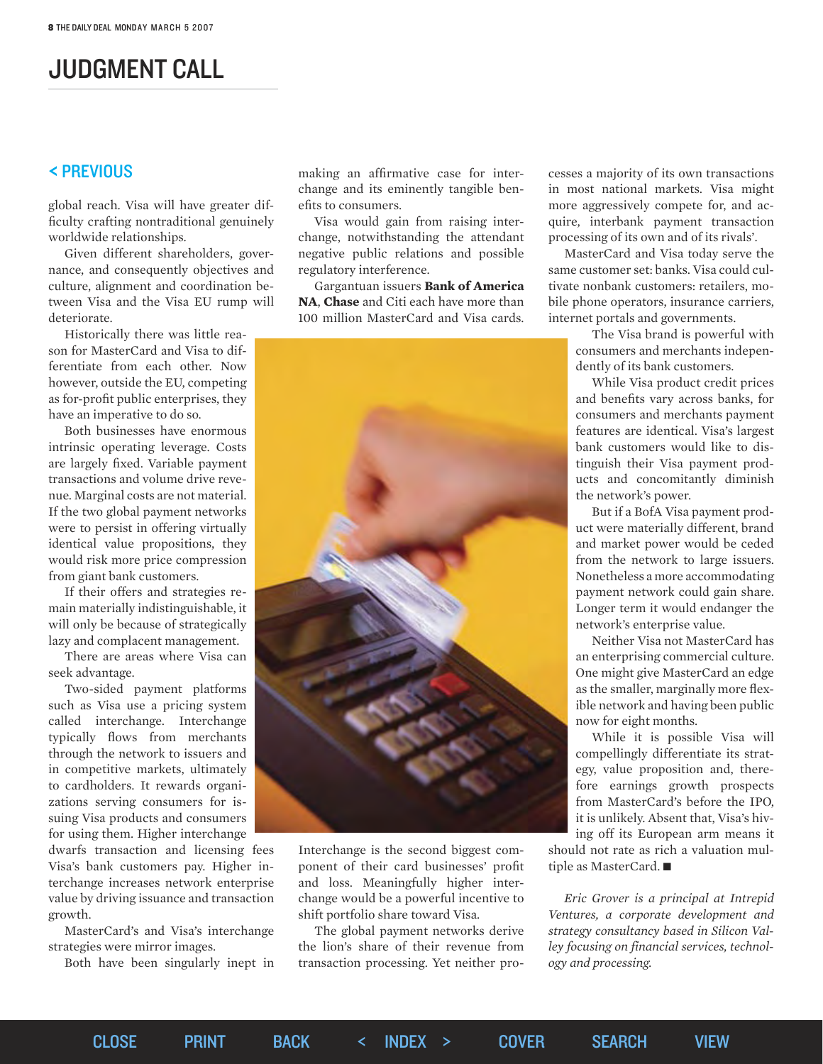# JUDGMENT CALL

global reach. Visa will have greater difficulty crafting nontraditional genuinely worldwide relationships.

Given different shareholders, governance, and consequently objectives and culture, alignment and coordination between Visa and the Visa EU rump will deteriorate.

Historically there was little reason for MasterCard and Visa to differentiate from each other. Now however, outside the EU, competing as for-profit public enterprises, they have an imperative to do so.

Both businesses have enormous intrinsic operating leverage. Costs are largely fixed. Variable payment transactions and volume drive revenue. Marginal costs are not material. If the two global payment networks were to persist in offering virtually identical value propositions, they would risk more price compression from giant bank customers.

If their offers and strategies remain materially indistinguishable, it will only be because of strategically lazy and complacent management.

There are areas where Visa can seek advantage.

Two-sided payment platforms such as Visa use a pricing system called interchange. Interchange typically flows from merchants through the network to issuers and in competitive markets, ultimately to cardholders. It rewards organizations serving consumers for issuing Visa products and consumers for using them. Higher interchange dwarfs transaction and licensing fees Visa's bank customers pay. Higher interchange increases network enterprise value by driving issuance and transaction growth.

MasterCard's and Visa's interchange strategies were mirror images.

Both have been singularly inept in making an affirmative case for interchange and its eminently tangible benefits to consumers.

Visa would gain from raising interchange, notwithstanding the attendant negative public relations and possible regulatory interference.

Gargantuan issuers **Bank of America NA**, **Chase** and Citi each have more than 100 million MasterCard and Visa cards. Interchange is the second biggest component of their card businesses' profit and loss. Meaningfully higher interchange would be a powerful incentive to shift portfolio share toward Visa.

The global payment networks derive the lion's share of their revenue from transaction processing. Yet neither processes a majority of its own transactions in most national markets. Visa might more aggressively compete for, and acquire, interbank payment transaction processing of its own and of its rivals'.

MasterCard and Visa today serve the same customer set: banks. Visa could cultivate nonbank customers: retailers, mobile phone operators, insurance carriers, internet portals and governments.

The Visa brand is powerful with consumers and merchants independently of its bank customers.

While Visa product credit prices and benefits vary across banks, for consumers and merchants payment features are identical. Visa's largest bank customers would like to distinguish their Visa payment products and concomitantly diminish the network's power.

But if a BofA Visa payment product were materially different, brand and market power would be ceded from the network to large issuers. Nonetheless a more accommodating payment network could gain share. Longer term it would endanger the network's enterprise value.

Neither Visa not MasterCard has an enterprising commercial culture. One might give MasterCard an edge as the smaller, marginally more flexible network and having been public now for eight months.

While it is possible Visa will compellingly differentiate its strategy, value proposition and, therefore earnings growth prospects from MasterCard's before the IPO, it is unlikely. Absent that, Visa's hiving off its European arm means it should not rate as rich a valuation multiple as MasterCard. ■

*Eric Grover is a principal at Intrepid Ventures, a corporate development and strategy consultancy based in Silicon Valley focusing on financial services, technology and processing.*